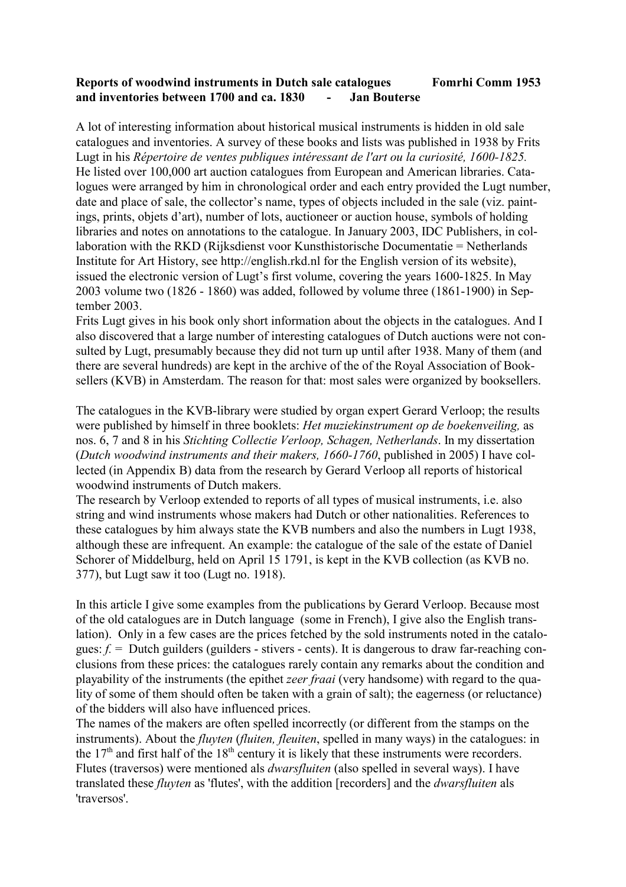**Reports of woodwind instruments in Dutch sale catalogues and inventories between 1700 and ca. 1830 - Jan Bouterse** **Fomrhi Comm 1953**

A lot of interesting information about historical musical instruments is hidden in old sale catalogues and inventories. A survey of these books and lists was published in 1938 by Frits Lugt in his *Répertoire de ventes publiques intéressant de l'art ou la curiosité, 1600-1825.* He listed over 100,000 art auction catalogues from European and American libraries. Catalogues were arranged by him in chronological order and each entry provided the Lugt number, date and place of sale, the collector's name, types of objects included in the sale (viz. paintings, prints, objets d'art), number of lots, auctioneer or auction house, symbols of holding libraries and notes on annotations to the catalogue. In January 2003, IDC Publishers, in collaboration with the RKD (Rijksdienst voor Kunsthistorische Documentatie = Netherlands Institute for Art History, see http://english.rkd.nl for the English version of its website), issued the electronic version of Lugt's first volume, covering the years 1600-1825. In May 2003 volume two (1826 - 1860) was added, followed by volume three (1861-1900) in September 2003.

Frits Lugt gives in his book only short information about the objects in the catalogues. And I also discovered that a large number of interesting catalogues of Dutch auctions were not consulted by Lugt, presumably because they did not turn up until after 1938. Many of them (and there are several hundreds) are kept in the archive of the of the Royal Association of Booksellers (KVB) in Amsterdam. The reason for that: most sales were organized by booksellers.

The catalogues in the KVB-library were studied by organ expert Gerard Verloop; the results were published by himself in three booklets: *Het muziekinstrument op de boekenveiling,* as nos. 6, 7 and 8 in his *Stichting Collectie Verloop, Schagen, Netherlands*. In my dissertation (*Dutch woodwind instruments and their makers, 1660-1760*, published in 2005) I have collected (in Appendix B) data from the research by Gerard Verloop all reports of historical woodwind instruments of Dutch makers.

The research by Verloop extended to reports of all types of musical instruments, i.e. also string and wind instruments whose makers had Dutch or other nationalities. References to these catalogues by him always state the KVB numbers and also the numbers in Lugt 1938, although these are infrequent. An example: the catalogue of the sale of the estate of Daniel Schorer of Middelburg, held on April 15 1791, is kept in the KVB collection (as KVB no. 377), but Lugt saw it too (Lugt no. 1918).

In this article I give some examples from the publications by Gerard Verloop. Because most of the old catalogues are in Dutch language (some in French), I give also the English translation). Only in a few cases are the prices fetched by the sold instruments noted in the catalogues: *f.* = Dutch guilders (guilders - stivers - cents). It is dangerous to draw far-reaching conclusions from these prices: the catalogues rarely contain any remarks about the condition and playability of the instruments (the epithet *zeer fraai* (very handsome) with regard to the quality of some of them should often be taken with a grain of salt); the eagerness (or reluctance) of the bidders will also have influenced prices.

The names of the makers are often spelled incorrectly (or different from the stamps on the instruments). About the *fluyten* (*fluiten, fleuiten*, spelled in many ways) in the catalogues: in the 17th and first half of the 18th century it is likely that these instruments were recorders. Flutes (traversos) were mentioned als *dwarsfluiten* (also spelled in several ways). I have translated these *fluyten* as 'flutes', with the addition [recorders] and the *dwarsfluiten* als 'traversos'.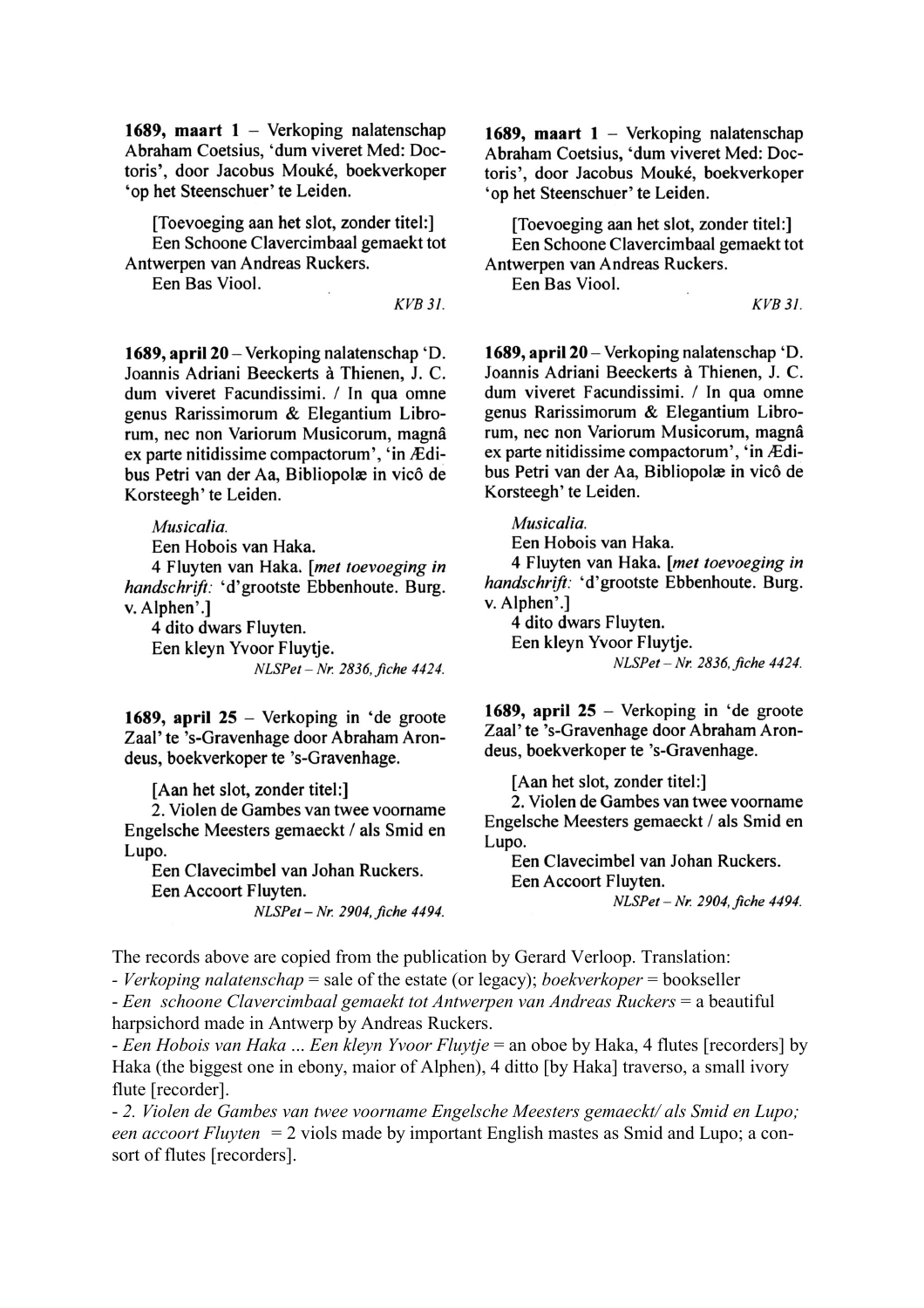**1689, maart 1** – Verkoping nalatenschap Abraham Coetsius, 'dum viveret Med: Doctoris', door Jacobus Mouké, boekverkoper 'op het Steenschuer' te Leiden.

[Toevoeging aan het slot, zonder titel:]
Een Schoone Clavercimbaal gemaekt tot Antwerpen van Andreas Ruckers.
Een Bas Viool.

*KVB 31.*

**1689, april 20** – Verkoping nalatenschap 'D. Joannis Adriani Beeckerts à Thienen, J. C. dum viveret Facundissimi. / In qua omne genus Rarissimorum & Elegantium Librorum, nec non Variorum Musicorum, magnâ ex parte nitidissime compactorum', 'in Ædibus Petri van der Aa, Bibliopolæ in vicô de Korsteegh' te Leiden.

*Musicalia.*
Een Hobois van Haka.
4 Fluyten van Haka. [*met toevoeging in handschrift:* 'd'grootste Ebbenhoute. Burg. v. Alphen'.]
4 dito dwars Fluyten.
Een kleyn Yvoor Fluytje.

*NLSPet – Nr. 2836, fiche 4424.*

**1689, april 25** – Verkoping in 'de groote Zaal' te 's-Gravenhage door Abraham Arondeus, boekverkoper te 's-Gravenhage.

[Aan het slot, zonder titel:]
2. Violen de Gambes van twee voorname Engelsche Meesters gemaeckt / als Smid en Lupo.
Een Clavecimbel van Johan Ruckers.
Een Accoort Fluyten.

*NLSPet – Nr. 2904, fiche 4494.*

The records above are copied from the publication by Gerard Verloop. Translation:

- *Verkoping nalatenschap* = sale of the estate (or legacy); *boekverkoper* = bookseller
- *Een schoone Clavercimbaal gemaekt tot Antwerpen van Andreas Ruckers* = a beautiful harpsichord made in Antwerp by Andreas Ruckers.
- *Een Hobois van Haka ... Een kleyn Yvoor Fluytje* = an oboe by Haka, 4 flutes [recorders] by Haka (the biggest one in ebony, maior of Alphen), 4 ditto [by Haka] traverso, a small ivory flute [recorder].
- *2. Violen de Gambes van twee voorname Engelsche Meesters gemaeckt/ als Smid en Lupo; een accoort Fluyten* = 2 viols made by important English mastes as Smid and Lupo; a consort of flutes [recorders].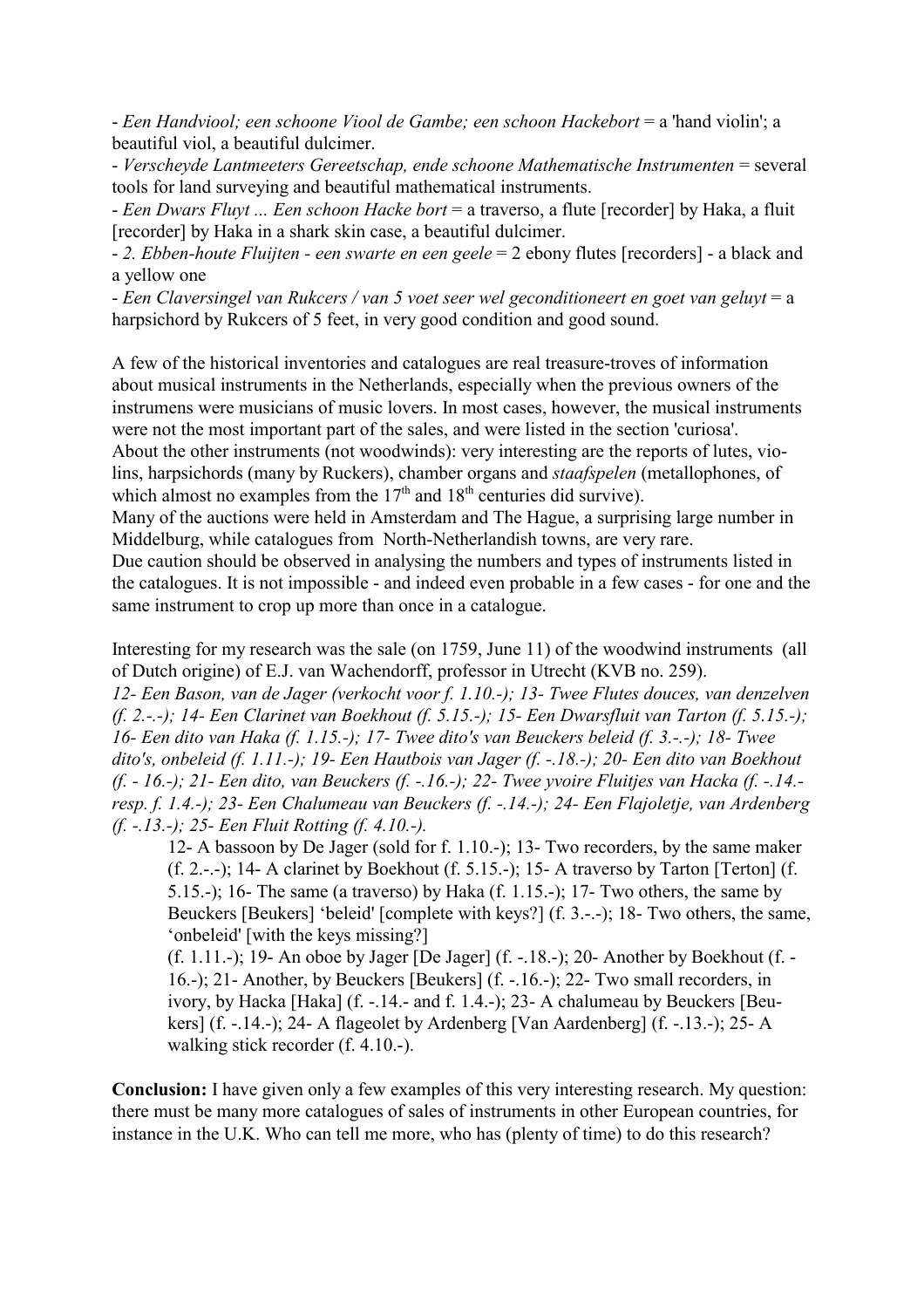- *Een Handviool; een schoone Viool de Gambe; een schoon Hackebort* = a 'hand violin'; a beautiful viol, a beautiful dulcimer.
- *Verscheyde Lantmeeters Gereetschap, ende schoone Mathematische Instrumenten* = several tools for land surveying and beautiful mathematical instruments.
- *Een Dwars Fluyt ... Een schoon Hacke bort* = a traverso, a flute [recorder] by Haka, a fluit [recorder] by Haka in a shark skin case, a beautiful dulcimer.
- *2. Ebben-houte Fluijten - een swarte en een geele* = 2 ebony flutes [recorders] - a black and a yellow one
- *Een Claversingel van Rukcers / van 5 voet seer wel geconditioneert en goet van geluyt* = a harpsichord by Rukcers of 5 feet, in very good condition and good sound.

A few of the historical inventories and catalogues are real treasure-troves of information about musical instruments in the Netherlands, especially when the previous owners of the instrumens were musicians of music lovers. In most cases, however, the musical instruments were not the most important part of the sales, and were listed in the section 'curiosa'.
About the other instruments (not woodwinds): very interesting are the reports of lutes, violins, harpsichords (many by Ruckers), chamber organs and *staafspelen* (metallophones, of which almost no examples from the 17th and 18th centuries did survive).
Many of the auctions were held in Amsterdam and The Hague, a surprising large number in Middelburg, while catalogues from North-Netherlandish towns, are very rare.
Due caution should be observed in analysing the numbers and types of instruments listed in the catalogues. It is not impossible - and indeed even probable in a few cases - for one and the same instrument to crop up more than once in a catalogue.

Interesting for my research was the sale (on 1759, June 11) of the woodwind instruments (all of Dutch origine) of E.J. van Wachendorff, professor in Utrecht (KVB no. 259).
*12- Een Bason, van de Jager (verkocht voor f. 1.10.-); 13- Twee Flutes douces, van denzelven (f. 2.-.-); 14- Een Clarinet van Boekhout (f. 5.15.-); 15- Een Dwarsfluit van Tarton (f. 5.15.-); 16- Een dito van Haka (f. 1.15.-); 17- Twee dito's van Beuckers beleid (f. 3.-.-); 18- Twee dito's, onbeleid (f. 1.11.-); 19- Een Hautbois van Jager (f. -.18.-); 20- Een dito van Boekhout (f. - 16.-); 21- Een dito, van Beuckers (f. -.16.-); 22- Twee yvoire Fluitjes van Hacka (f. -.14.- resp. f. 1.4.-); 23- Een Chalumeau van Beuckers (f. -.14.-); 24- Een Flajoletje, van Ardenberg (f. -.13.-); 25- Een Fluit Rotting (f. 4.10.-).*

> 12- A bassoon by De Jager (sold for f. 1.10.-); 13- Two recorders, by the same maker (f. 2.-.-); 14- A clarinet by Boekhout (f. 5.15.-); 15- A traverso by Tarton [Terton] (f. 5.15.-); 16- The same (a traverso) by Haka (f. 1.15.-); 17- Two others, the same by Beuckers [Beukers] 'beleid' [complete with keys?] (f. 3.-.-); 18- Two others, the same, 'onbeleid' [with the keys missing?]
> (f. 1.11.-); 19- An oboe by Jager [De Jager] (f. -.18.-); 20- Another by Boekhout (f. - 16.-); 21- Another, by Beuckers [Beukers] (f. -.16.-); 22- Two small recorders, in ivory, by Hacka [Haka] (f. -.14.- and f. 1.4.-); 23- A chalumeau by Beuckers [Beukers] (f. -.14.-); 24- A flageolet by Ardenberg [Van Aardenberg] (f. -.13.-); 25- A walking stick recorder (f. 4.10.-).

**Conclusion:** I have given only a few examples of this very interesting research. My question: there must be many more catalogues of sales of instruments in other European countries, for instance in the U.K. Who can tell me more, who has (plenty of time) to do this research?